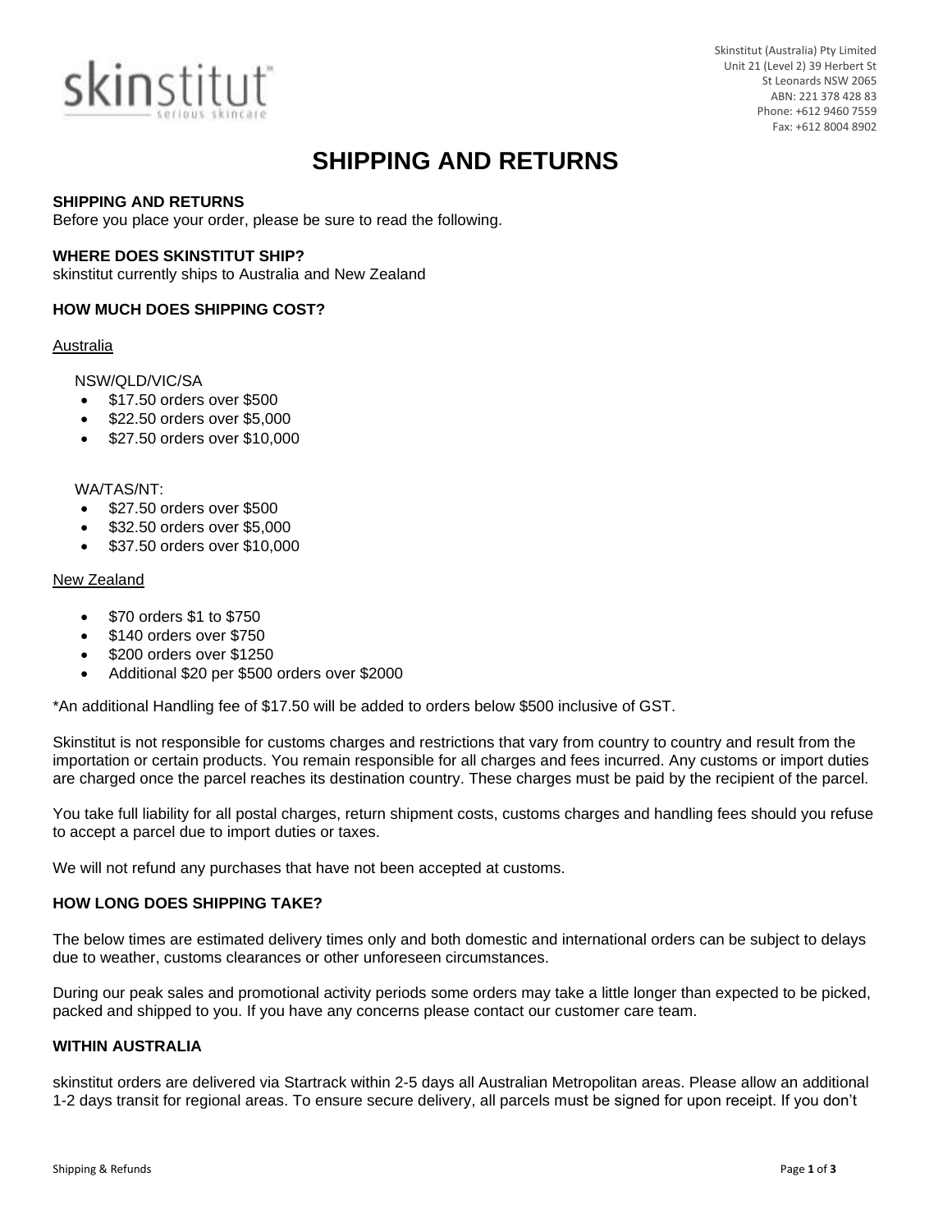skinstitut
serious skincare

Skinstitut (Australia) Pty Limited
Unit 21 (Level 2) 39 Herbert St
St Leonards NSW 2065
ABN: 221 378 428 83
Phone: +612 9460 7559
Fax: +612 8004 8902

# SHIPPING AND RETURNS

**SHIPPING AND RETURNS**
Before you place your order, please be sure to read the following.

**WHERE DOES SKINSTITUT SHIP?**
skinstitut currently ships to Australia and New Zealand

**HOW MUCH DOES SHIPPING COST?**

<u>Australia</u>

NSW/QLD/VIC/SA

- $17.50 orders over $500
- $22.50 orders over $5,000
- $27.50 orders over $10,000

WA/TAS/NT:

- $27.50 orders over $500
- $32.50 orders over $5,000
- $37.50 orders over $10,000

<u>New Zealand</u>

- $70 orders $1 to $750
- $140 orders over $750
- $200 orders over $1250
- Additional $20 per $500 orders over $2000

*An additional Handling fee of $17.50 will be added to orders below $500 inclusive of GST.

Skinstitut is not responsible for customs charges and restrictions that vary from country to country and result from the importation or certain products. You remain responsible for all charges and fees incurred. Any customs or import duties are charged once the parcel reaches its destination country. These charges must be paid by the recipient of the parcel.

You take full liability for all postal charges, return shipment costs, customs charges and handling fees should you refuse to accept a parcel due to import duties or taxes.

We will not refund any purchases that have not been accepted at customs.

**HOW LONG DOES SHIPPING TAKE?**

The below times are estimated delivery times only and both domestic and international orders can be subject to delays due to weather, customs clearances or other unforeseen circumstances.

During our peak sales and promotional activity periods some orders may take a little longer than expected to be picked, packed and shipped to you. If you have any concerns please contact our customer care team.

**WITHIN AUSTRALIA**

skinstitut orders are delivered via Startrack within 2-5 days all Australian Metropolitan areas. Please allow an additional 1-2 days transit for regional areas. To ensure secure delivery, all parcels must be signed for upon receipt. If you don't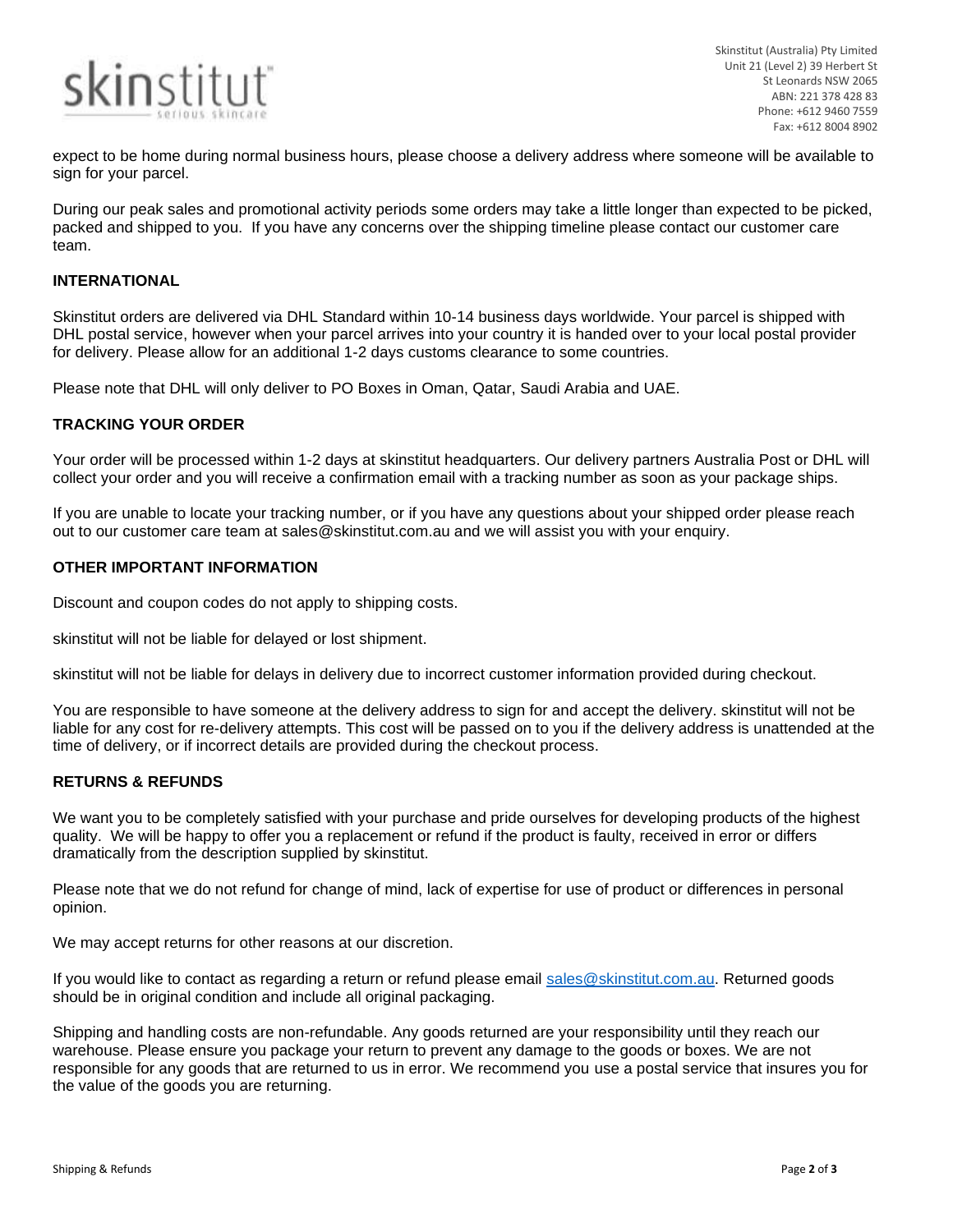expect to be home during normal business hours, please choose a delivery address where someone will be available to sign for your parcel.

During our peak sales and promotional activity periods some orders may take a little longer than expected to be picked, packed and shipped to you. If you have any concerns over the shipping timeline please contact our customer care team.

## INTERNATIONAL

Skinstitut orders are delivered via DHL Standard within 10-14 business days worldwide. Your parcel is shipped with DHL postal service, however when your parcel arrives into your country it is handed over to your local postal provider for delivery. Please allow for an additional 1-2 days customs clearance to some countries.

Please note that DHL will only deliver to PO Boxes in Oman, Qatar, Saudi Arabia and UAE.

## TRACKING YOUR ORDER

Your order will be processed within 1-2 days at skinstitut headquarters. Our delivery partners Australia Post or DHL will collect your order and you will receive a confirmation email with a tracking number as soon as your package ships.

If you are unable to locate your tracking number, or if you have any questions about your shipped order please reach out to our customer care team at sales@skinstitut.com.au and we will assist you with your enquiry.

## OTHER IMPORTANT INFORMATION

Discount and coupon codes do not apply to shipping costs.

skinstitut will not be liable for delayed or lost shipment.

skinstitut will not be liable for delays in delivery due to incorrect customer information provided during checkout.

You are responsible to have someone at the delivery address to sign for and accept the delivery. skinstitut will not be liable for any cost for re-delivery attempts. This cost will be passed on to you if the delivery address is unattended at the time of delivery, or if incorrect details are provided during the checkout process.

## RETURNS & REFUNDS

We want you to be completely satisfied with your purchase and pride ourselves for developing products of the highest quality. We will be happy to offer you a replacement or refund if the product is faulty, received in error or differs dramatically from the description supplied by skinstitut.

Please note that we do not refund for change of mind, lack of expertise for use of product or differences in personal opinion.

We may accept returns for other reasons at our discretion.

If you would like to contact as regarding a return or refund please email sales@skinstitut.com.au. Returned goods should be in original condition and include all original packaging.

Shipping and handling costs are non-refundable. Any goods returned are your responsibility until they reach our warehouse. Please ensure you package your return to prevent any damage to the goods or boxes. We are not responsible for any goods that are returned to us in error. We recommend you use a postal service that insures you for the value of the goods you are returning.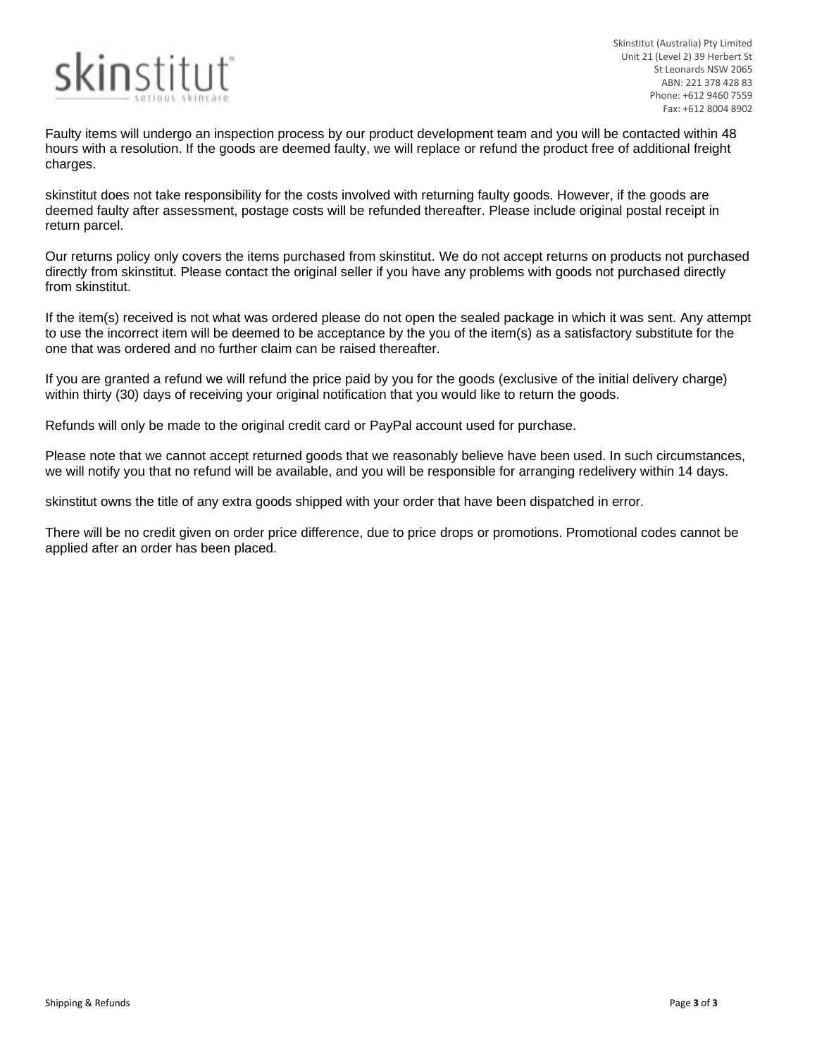Skinstitut (Australia) Pty Limited
Unit 21 (Level 2) 39 Herbert St
St Leonards NSW 2065
ABN: 221 378 428 83
Phone: +612 9460 7559
Fax: +612 8004 8902

Faulty items will undergo an inspection process by our product development team and you will be contacted within 48 hours with a resolution. If the goods are deemed faulty, we will replace or refund the product free of additional freight charges.

skinstitut does not take responsibility for the costs involved with returning faulty goods. However, if the goods are deemed faulty after assessment, postage costs will be refunded thereafter. Please include original postal receipt in return parcel.

Our returns policy only covers the items purchased from skinstitut. We do not accept returns on products not purchased directly from skinstitut. Please contact the original seller if you have any problems with goods not purchased directly from skinstitut.

If the item(s) received is not what was ordered please do not open the sealed package in which it was sent. Any attempt to use the incorrect item will be deemed to be acceptance by the you of the item(s) as a satisfactory substitute for the one that was ordered and no further claim can be raised thereafter.

If you are granted a refund we will refund the price paid by you for the goods (exclusive of the initial delivery charge) within thirty (30) days of receiving your original notification that you would like to return the goods.

Refunds will only be made to the original credit card or PayPal account used for purchase.

Please note that we cannot accept returned goods that we reasonably believe have been used. In such circumstances, we will notify you that no refund will be available, and you will be responsible for arranging redelivery within 14 days.

skinstitut owns the title of any extra goods shipped with your order that have been dispatched in error.

There will be no credit given on order price difference, due to price drops or promotions. Promotional codes cannot be applied after an order has been placed.